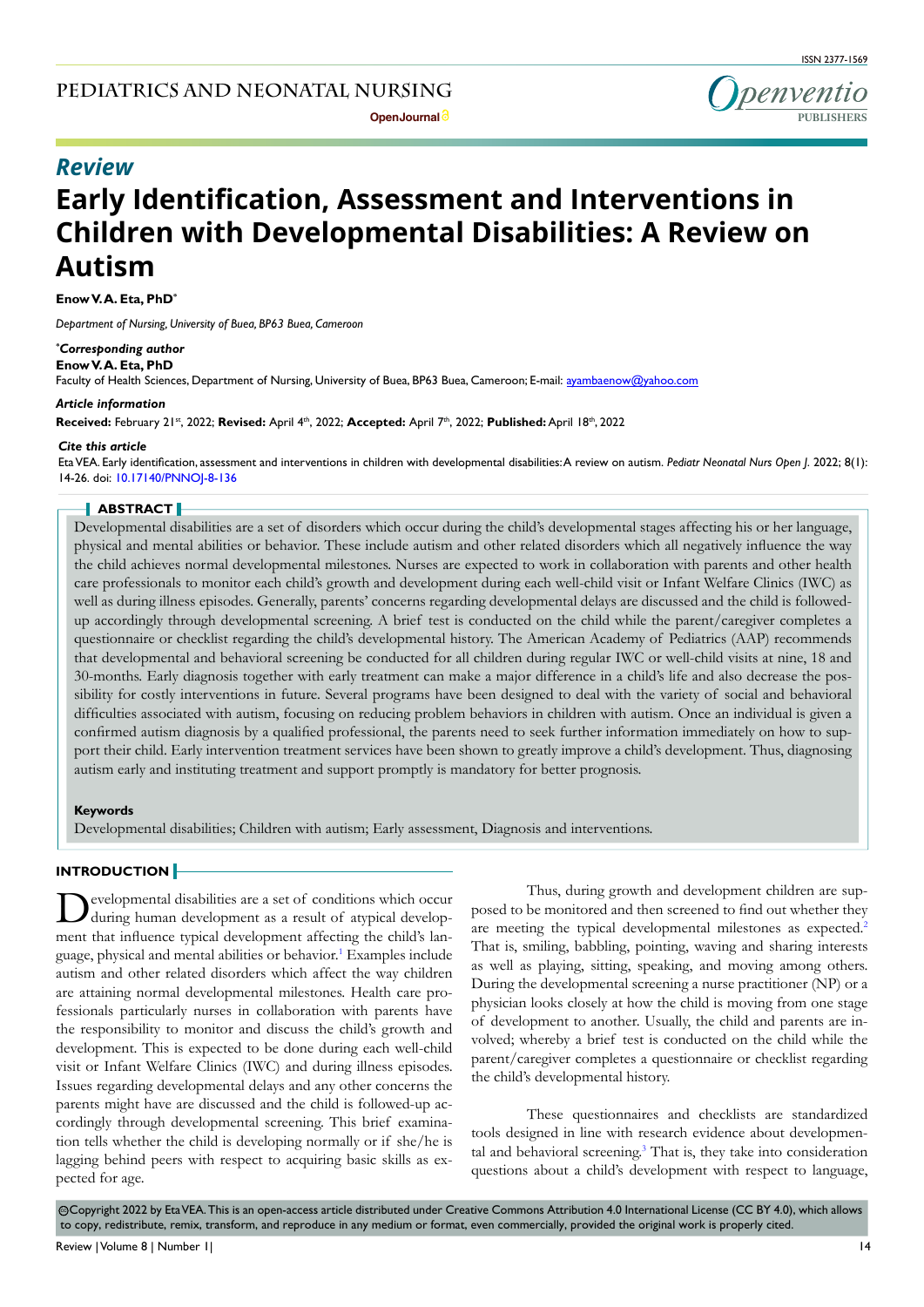PEDIATRICS AND NEONATAL NURSING

Open Journal

ISSN 2377-1569

Openventio PUBLISHERS

*Review*

# Early Identification, Assessment and Interventions in Children with Developmental Disabilities: A Review on Autism

**Enow V. A. Eta, PhD***

*Department of Nursing, University of Buea, BP63 Buea, Cameroon*

***Corresponding author**
**Enow V. A. Eta, PhD**
Faculty of Health Sciences, Department of Nursing, University of Buea, BP63 Buea, Cameroon; E-mail: ayambaenow@yahoo.com

***Article information***
**Received:** February 21st, 2022; **Revised:** April 4th, 2022; **Accepted:** April 7th, 2022; **Published:** April 18th, 2022

***Cite this article***
Eta VEA. Early identification, assessment and interventions in children with developmental disabilities: A review on autism. *Pediatr Neonatal Nurs Open J*. 2022; 8(1): 14-26. doi: 10.17140/PNNOJ-8-136

## ABSTRACT

Developmental disabilities are a set of disorders which occur during the child's developmental stages affecting his or her language, physical and mental abilities or behavior. These include autism and other related disorders which all negatively influence the way the child achieves normal developmental milestones. Nurses are expected to work in collaboration with parents and other health care professionals to monitor each child's growth and development during each well-child visit or Infant Welfare Clinics (IWC) as well as during illness episodes. Generally, parents' concerns regarding developmental delays are discussed and the child is followed-up accordingly through developmental screening. A brief test is conducted on the child while the parent/caregiver completes a questionnaire or checklist regarding the child's developmental history. The American Academy of Pediatrics (AAP) recommends that developmental and behavioral screening be conducted for all children during regular IWC or well-child visits at nine, 18 and 30-months. Early diagnosis together with early treatment can make a major difference in a child's life and also decrease the possibility for costly interventions in future. Several programs have been designed to deal with the variety of social and behavioral difficulties associated with autism, focusing on reducing problem behaviors in children with autism. Once an individual is given a confirmed autism diagnosis by a qualified professional, the parents need to seek further information immediately on how to support their child. Early intervention treatment services have been shown to greatly improve a child's development. Thus, diagnosing autism early and instituting treatment and support promptly is mandatory for better prognosis.

**Keywords**
Developmental disabilities; Children with autism; Early assessment, Diagnosis and interventions.

## INTRODUCTION

Developmental disabilities are a set of conditions which occur during human development as a result of atypical development that influence typical development affecting the child's language, physical and mental abilities or behavior.[1] Examples include autism and other related disorders which affect the way children are attaining normal developmental milestones. Health care professionals particularly nurses in collaboration with parents have the responsibility to monitor and discuss the child's growth and development. This is expected to be done during each well-child visit or Infant Welfare Clinics (IWC) and during illness episodes. Issues regarding developmental delays and any other concerns the parents might have are discussed and the child is followed-up accordingly through developmental screening. This brief examination tells whether the child is developing normally or if she/he is lagging behind peers with respect to acquiring basic skills as expected for age.

Thus, during growth and development children are supposed to be monitored and then screened to find out whether they are meeting the typical developmental milestones as expected.[2] That is, smiling, babbling, pointing, waving and sharing interests as well as playing, sitting, speaking, and moving among others. During the developmental screening a nurse practitioner (NP) or a physician looks closely at how the child is moving from one stage of development to another. Usually, the child and parents are involved; whereby a brief test is conducted on the child while the parent/caregiver completes a questionnaire or checklist regarding the child's developmental history.

These questionnaires and checklists are standardized tools designed in line with research evidence about developmental and behavioral screening.[3] That is, they take into consideration questions about a child's development with respect to language,

©Copyright 2022 by Eta VEA. This is an open-access article distributed under Creative Commons Attribution 4.0 International License (CC BY 4.0), which allows to copy, redistribute, remix, transform, and reproduce in any medium or format, even commercially, provided the original work is properly cited.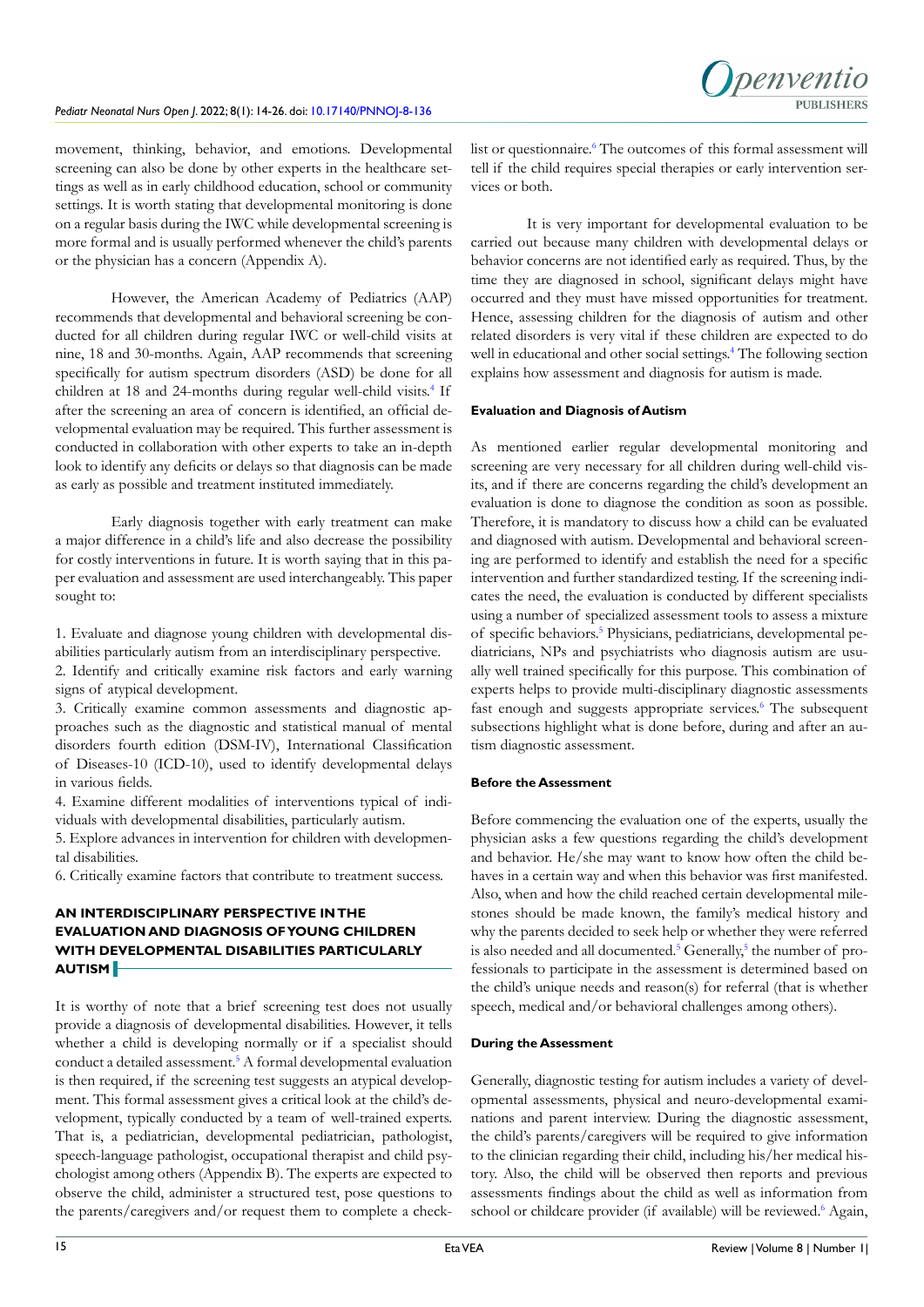movement, thinking, behavior, and emotions. Developmental screening can also be done by other experts in the healthcare settings as well as in early childhood education, school or community settings. It is worth stating that developmental monitoring is done on a regular basis during the IWC while developmental screening is more formal and is usually performed whenever the child's parents or the physician has a concern (Appendix A).

However, the American Academy of Pediatrics (AAP) recommends that developmental and behavioral screening be conducted for all children during regular IWC or well-child visits at nine, 18 and 30-months. Again, AAP recommends that screening specifically for autism spectrum disorders (ASD) be done for all children at 18 and 24-months during regular well-child visits.[4] If after the screening an area of concern is identified, an official developmental evaluation may be required. This further assessment is conducted in collaboration with other experts to take an in-depth look to identify any deficits or delays so that diagnosis can be made as early as possible and treatment instituted immediately.

Early diagnosis together with early treatment can make a major difference in a child's life and also decrease the possibility for costly interventions in future. It is worth saying that in this paper evaluation and assessment are used interchangeably. This paper sought to:

1. Evaluate and diagnose young children with developmental disabilities particularly autism from an interdisciplinary perspective.
2. Identify and critically examine risk factors and early warning signs of atypical development.
3. Critically examine common assessments and diagnostic approaches such as the diagnostic and statistical manual of mental disorders fourth edition (DSM-IV), International Classification of Diseases-10 (ICD-10), used to identify developmental delays in various fields.
4. Examine different modalities of interventions typical of individuals with developmental disabilities, particularly autism.
5. Explore advances in intervention for children with developmental disabilities.
6. Critically examine factors that contribute to treatment success.

## AN INTERDISCIPLINARY PERSPECTIVE IN THE EVALUATION AND DIAGNOSIS OF YOUNG CHILDREN WITH DEVELOPMENTAL DISABILITIES PARTICULARLY AUTISM

It is worthy of note that a brief screening test does not usually provide a diagnosis of developmental disabilities. However, it tells whether a child is developing normally or if a specialist should conduct a detailed assessment.[5] A formal developmental evaluation is then required, if the screening test suggests an atypical development. This formal assessment gives a critical look at the child's development, typically conducted by a team of well-trained experts. That is, a pediatrician, developmental pediatrician, pathologist, speech-language pathologist, occupational therapist and child psychologist among others (Appendix B). The experts are expected to observe the child, administer a structured test, pose questions to the parents/caregivers and/or request them to complete a checklist or questionnaire.[6] The outcomes of this formal assessment will tell if the child requires special therapies or early intervention services or both.

It is very important for developmental evaluation to be carried out because many children with developmental delays or behavior concerns are not identified early as required. Thus, by the time they are diagnosed in school, significant delays might have occurred and they must have missed opportunities for treatment. Hence, assessing children for the diagnosis of autism and other related disorders is very vital if these children are expected to do well in educational and other social settings.[4] The following section explains how assessment and diagnosis for autism is made.

### Evaluation and Diagnosis of Autism

As mentioned earlier regular developmental monitoring and screening are very necessary for all children during well-child visits, and if there are concerns regarding the child's development an evaluation is done to diagnose the condition as soon as possible. Therefore, it is mandatory to discuss how a child can be evaluated and diagnosed with autism. Developmental and behavioral screening are performed to identify and establish the need for a specific intervention and further standardized testing. If the screening indicates the need, the evaluation is conducted by different specialists using a number of specialized assessment tools to assess a mixture of specific behaviors.[5] Physicians, pediatricians, developmental pediatricians, NPs and psychiatrists who diagnosis autism are usually well trained specifically for this purpose. This combination of experts helps to provide multi-disciplinary diagnostic assessments fast enough and suggests appropriate services.[6] The subsequent subsections highlight what is done before, during and after an autism diagnostic assessment.

### Before the Assessment

Before commencing the evaluation one of the experts, usually the physician asks a few questions regarding the child's development and behavior. He/she may want to know how often the child behaves in a certain way and when this behavior was first manifested. Also, when and how the child reached certain developmental milestones should be made known, the family's medical history and why the parents decided to seek help or whether they were referred is also needed and all documented.[5] Generally,[5] the number of professionals to participate in the assessment is determined based on the child's unique needs and reason(s) for referral (that is whether speech, medical and/or behavioral challenges among others).

### During the Assessment

Generally, diagnostic testing for autism includes a variety of developmental assessments, physical and neuro-developmental examinations and parent interview. During the diagnostic assessment, the child's parents/caregivers will be required to give information to the clinician regarding their child, including his/her medical history. Also, the child will be observed then reports and previous assessments findings about the child as well as information from school or childcare provider (if available) will be reviewed.[6] Again,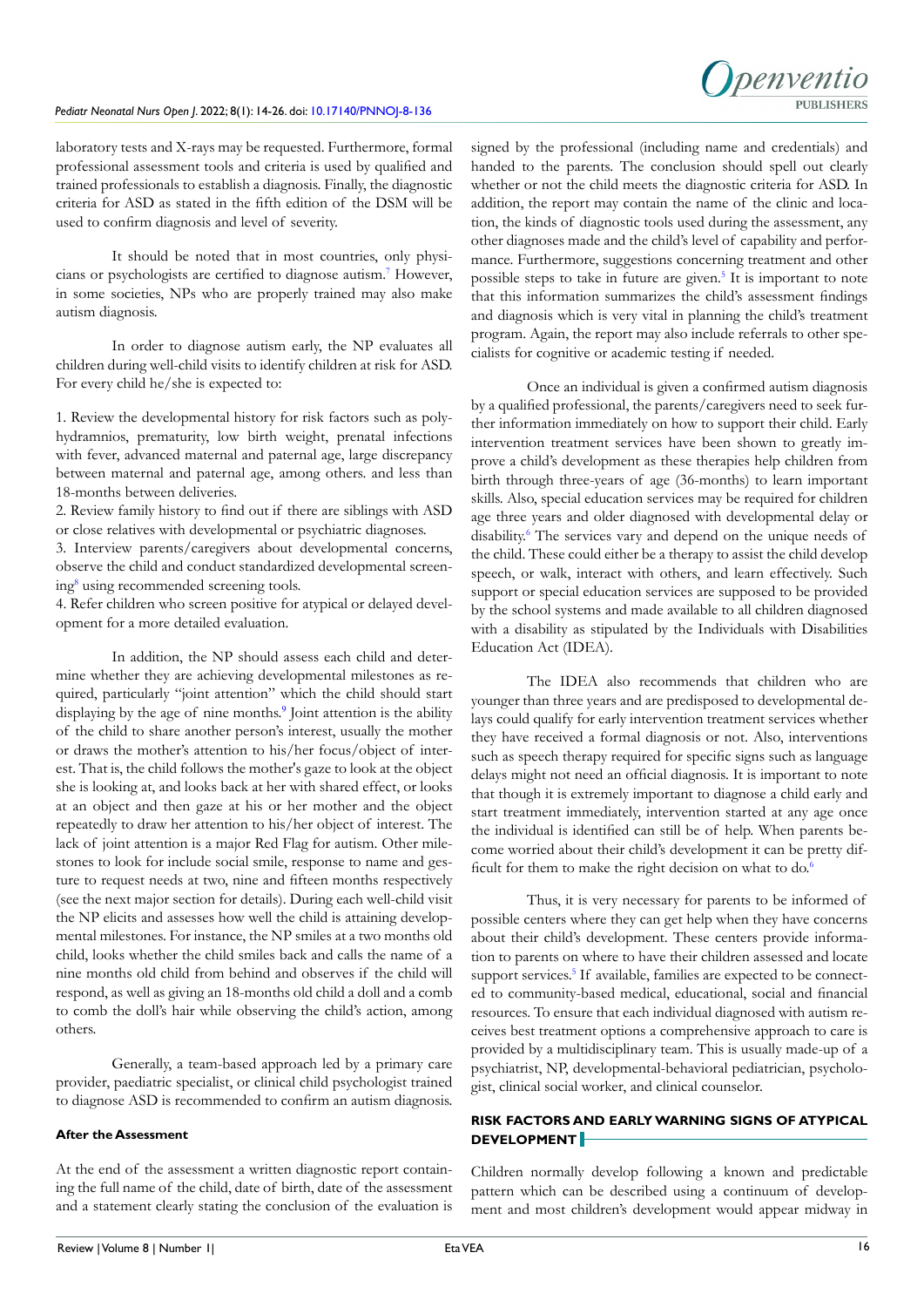laboratory tests and X-rays may be requested. Furthermore, formal professional assessment tools and criteria is used by qualified and trained professionals to establish a diagnosis. Finally, the diagnostic criteria for ASD as stated in the fifth edition of the DSM will be used to confirm diagnosis and level of severity.

It should be noted that in most countries, only physicians or psychologists are certified to diagnose autism.[7] However, in some societies, NPs who are properly trained may also make autism diagnosis.

In order to diagnose autism early, the NP evaluates all children during well-child visits to identify children at risk for ASD. For every child he/she is expected to:

1. Review the developmental history for risk factors such as polyhydramnios, prematurity, low birth weight, prenatal infections with fever, advanced maternal and paternal age, large discrepancy between maternal and paternal age, among others. and less than 18-months between deliveries.
2. Review family history to find out if there are siblings with ASD or close relatives with developmental or psychiatric diagnoses.
3. Interview parents/caregivers about developmental concerns, observe the child and conduct standardized developmental screening[8] using recommended screening tools.
4. Refer children who screen positive for atypical or delayed development for a more detailed evaluation.

In addition, the NP should assess each child and determine whether they are achieving developmental milestones as required, particularly "joint attention" which the child should start displaying by the age of nine months.[9] Joint attention is the ability of the child to share another person's interest, usually the mother or draws the mother's attention to his/her focus/object of interest. That is, the child follows the mother's gaze to look at the object she is looking at, and looks back at her with shared effect, or looks at an object and then gaze at his or her mother and the object repeatedly to draw her attention to his/her object of interest. The lack of joint attention is a major Red Flag for autism. Other milestones to look for include social smile, response to name and gesture to request needs at two, nine and fifteen months respectively (see the next major section for details). During each well-child visit the NP elicits and assesses how well the child is attaining developmental milestones. For instance, the NP smiles at a two months old child, looks whether the child smiles back and calls the name of a nine months old child from behind and observes if the child will respond, as well as giving an 18-months old child a doll and a comb to comb the doll's hair while observing the child's action, among others.

Generally, a team-based approach led by a primary care provider, paediatric specialist, or clinical child psychologist trained to diagnose ASD is recommended to confirm an autism diagnosis.

#### After the Assessment

At the end of the assessment a written diagnostic report containing the full name of the child, date of birth, date of the assessment and a statement clearly stating the conclusion of the evaluation is signed by the professional (including name and credentials) and handed to the parents. The conclusion should spell out clearly whether or not the child meets the diagnostic criteria for ASD. In addition, the report may contain the name of the clinic and location, the kinds of diagnostic tools used during the assessment, any other diagnoses made and the child's level of capability and performance. Furthermore, suggestions concerning treatment and other possible steps to take in future are given.[5] It is important to note that this information summarizes the child's assessment findings and diagnosis which is very vital in planning the child's treatment program. Again, the report may also include referrals to other specialists for cognitive or academic testing if needed.

Once an individual is given a confirmed autism diagnosis by a qualified professional, the parents/caregivers need to seek further information immediately on how to support their child. Early intervention treatment services have been shown to greatly improve a child's development as these therapies help children from birth through three-years of age (36-months) to learn important skills. Also, special education services may be required for children age three years and older diagnosed with developmental delay or disability.[6] The services vary and depend on the unique needs of the child. These could either be a therapy to assist the child develop speech, or walk, interact with others, and learn effectively. Such support or special education services are supposed to be provided by the school systems and made available to all children diagnosed with a disability as stipulated by the Individuals with Disabilities Education Act (IDEA).

The IDEA also recommends that children who are younger than three years and are predisposed to developmental delays could qualify for early intervention treatment services whether they have received a formal diagnosis or not. Also, interventions such as speech therapy required for specific signs such as language delays might not need an official diagnosis. It is important to note that though it is extremely important to diagnose a child early and start treatment immediately, intervention started at any age once the individual is identified can still be of help. When parents become worried about their child's development it can be pretty difficult for them to make the right decision on what to do.[6]

Thus, it is very necessary for parents to be informed of possible centers where they can get help when they have concerns about their child's development. These centers provide information to parents on where to have their children assessed and locate support services.[5] If available, families are expected to be connected to community-based medical, educational, social and financial resources. To ensure that each individual diagnosed with autism receives best treatment options a comprehensive approach to care is provided by a multidisciplinary team. This is usually made-up of a psychiatrist, NP, developmental-behavioral pediatrician, psychologist, clinical social worker, and clinical counselor.

## RISK FACTORS AND EARLY WARNING SIGNS OF ATYPICAL DEVELOPMENT

Children normally develop following a known and predictable pattern which can be described using a continuum of development and most children's development would appear midway in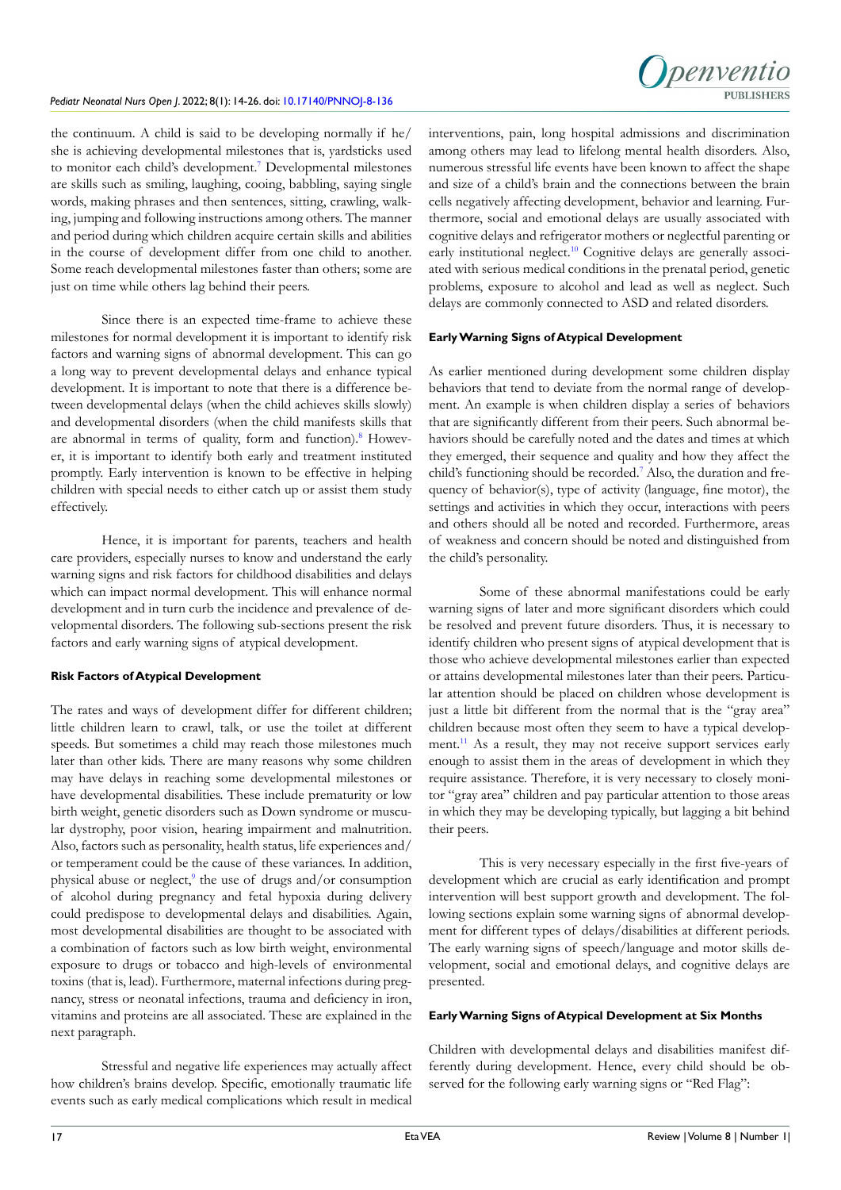the continuum. A child is said to be developing normally if he/she is achieving developmental milestones that is, yardsticks used to monitor each child's development.[7] Developmental milestones are skills such as smiling, laughing, cooing, babbling, saying single words, making phrases and then sentences, sitting, crawling, walking, jumping and following instructions among others. The manner and period during which children acquire certain skills and abilities in the course of development differ from one child to another. Some reach developmental milestones faster than others; some are just on time while others lag behind their peers.

Since there is an expected time-frame to achieve these milestones for normal development it is important to identify risk factors and warning signs of abnormal development. This can go a long way to prevent developmental delays and enhance typical development. It is important to note that there is a difference between developmental delays (when the child achieves skills slowly) and developmental disorders (when the child manifests skills that are abnormal in terms of quality, form and function).[8] However, it is important to identify both early and treatment instituted promptly. Early intervention is known to be effective in helping children with special needs to either catch up or assist them study effectively.

Hence, it is important for parents, teachers and health care providers, especially nurses to know and understand the early warning signs and risk factors for childhood disabilities and delays which can impact normal development. This will enhance normal development and in turn curb the incidence and prevalence of developmental disorders. The following sub-sections present the risk factors and early warning signs of atypical development.

#### Risk Factors of Atypical Development

The rates and ways of development differ for different children; little children learn to crawl, talk, or use the toilet at different speeds. But sometimes a child may reach those milestones much later than other kids. There are many reasons why some children may have delays in reaching some developmental milestones or have developmental disabilities. These include prematurity or low birth weight, genetic disorders such as Down syndrome or muscular dystrophy, poor vision, hearing impairment and malnutrition. Also, factors such as personality, health status, life experiences and/or temperament could be the cause of these variances. In addition, physical abuse or neglect,[9] the use of drugs and/or consumption of alcohol during pregnancy and fetal hypoxia during delivery could predispose to developmental delays and disabilities. Again, most developmental disabilities are thought to be associated with a combination of factors such as low birth weight, environmental exposure to drugs or tobacco and high-levels of environmental toxins (that is, lead). Furthermore, maternal infections during pregnancy, stress or neonatal infections, trauma and deficiency in iron, vitamins and proteins are all associated. These are explained in the next paragraph.

Stressful and negative life experiences may actually affect how children's brains develop. Specific, emotionally traumatic life events such as early medical complications which result in medical interventions, pain, long hospital admissions and discrimination among others may lead to lifelong mental health disorders. Also, numerous stressful life events have been known to affect the shape and size of a child's brain and the connections between the brain cells negatively affecting development, behavior and learning. Furthermore, social and emotional delays are usually associated with cognitive delays and refrigerator mothers or neglectful parenting or early institutional neglect.[10] Cognitive delays are generally associated with serious medical conditions in the prenatal period, genetic problems, exposure to alcohol and lead as well as neglect. Such delays are commonly connected to ASD and related disorders.

#### Early Warning Signs of Atypical Development

As earlier mentioned during development some children display behaviors that tend to deviate from the normal range of development. An example is when children display a series of behaviors that are significantly different from their peers. Such abnormal behaviors should be carefully noted and the dates and times at which they emerged, their sequence and quality and how they affect the child's functioning should be recorded.[7] Also, the duration and frequency of behavior(s), type of activity (language, fine motor), the settings and activities in which they occur, interactions with peers and others should all be noted and recorded. Furthermore, areas of weakness and concern should be noted and distinguished from the child's personality.

Some of these abnormal manifestations could be early warning signs of later and more significant disorders which could be resolved and prevent future disorders. Thus, it is necessary to identify children who present signs of atypical development that is those who achieve developmental milestones earlier than expected or attains developmental milestones later than their peers. Particular attention should be placed on children whose development is just a little bit different from the normal that is the "gray area" children because most often they seem to have a typical development.[11] As a result, they may not receive support services early enough to assist them in the areas of development in which they require assistance. Therefore, it is very necessary to closely monitor "gray area" children and pay particular attention to those areas in which they may be developing typically, but lagging a bit behind their peers.

This is very necessary especially in the first five-years of development which are crucial as early identification and prompt intervention will best support growth and development. The following sections explain some warning signs of abnormal development for different types of delays/disabilities at different periods. The early warning signs of speech/language and motor skills development, social and emotional delays, and cognitive delays are presented.

#### Early Warning Signs of Atypical Development at Six Months

Children with developmental delays and disabilities manifest differently during development. Hence, every child should be observed for the following early warning signs or "Red Flag":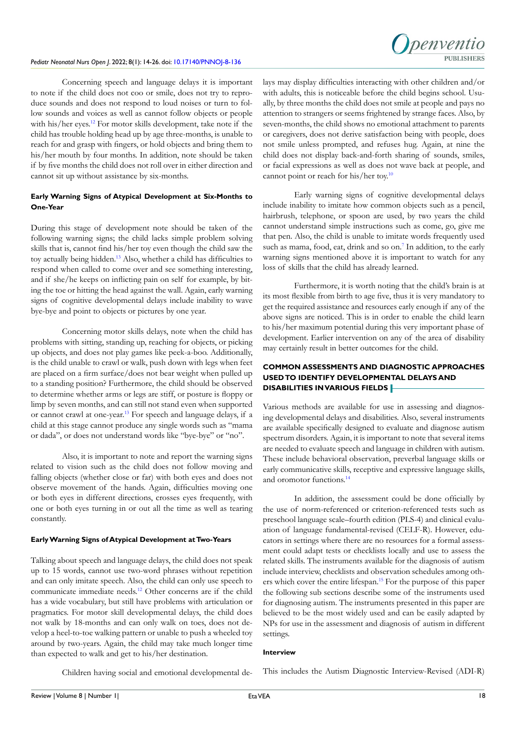Concerning speech and language delays it is important to note if the child does not coo or smile, does not try to reproduce sounds and does not respond to loud noises or turn to follow sounds and voices as well as cannot follow objects or people with his/her eyes.[12] For motor skills development, take note if the child has trouble holding head up by age three-months, is unable to reach for and grasp with fingers, or hold objects and bring them to his/her mouth by four months. In addition, note should be taken if by five months the child does not roll over in either direction and cannot sit up without assistance by six-months.

### Early Warning Signs of Atypical Development at Six-Months to One-Year

During this stage of development note should be taken of the following warning signs; the child lacks simple problem solving skills that is, cannot find his/her toy even though the child saw the toy actually being hidden.[13] Also, whether a child has difficulties to respond when called to come over and see something interesting, and if she/he keeps on inflicting pain on self for example, by biting the toe or hitting the head against the wall. Again, early warning signs of cognitive developmental delays include inability to wave bye-bye and point to objects or pictures by one year.

Concerning motor skills delays, note when the child has problems with sitting, standing up, reaching for objects, or picking up objects, and does not play games like peek-a-boo. Additionally, is the child unable to crawl or walk, push down with legs when feet are placed on a firm surface/does not bear weight when pulled up to a standing position? Furthermore, the child should be observed to determine whether arms or legs are stiff, or posture is floppy or limp by seven months, and can still not stand even when supported or cannot crawl at one-year.[13] For speech and language delays, if a child at this stage cannot produce any single words such as "mama or dada", or does not understand words like "bye-bye" or "no".

Also, it is important to note and report the warning signs related to vision such as the child does not follow moving and falling objects (whether close or far) with both eyes and does not observe movement of the hands. Again, difficulties moving one or both eyes in different directions, crosses eyes frequently, with one or both eyes turning in or out all the time as well as tearing constantly.

### Early Warning Signs of Atypical Development at Two-Years

Talking about speech and language delays, the child does not speak up to 15 words, cannot use two-word phrases without repetition and can only imitate speech. Also, the child can only use speech to communicate immediate needs.[12] Other concerns are if the child has a wide vocabulary, but still have problems with articulation or pragmatics. For motor skill developmental delays, the child does not walk by 18-months and can only walk on toes, does not develop a heel-to-toe walking pattern or unable to push a wheeled toy around by two-years. Again, the child may take much longer time than expected to walk and get to his/her destination.

Children having social and emotional developmental delays may display difficulties interacting with other children and/or with adults, this is noticeable before the child begins school. Usually, by three months the child does not smile at people and pays no attention to strangers or seems frightened by strange faces. Also, by seven-months, the child shows no emotional attachment to parents or caregivers, does not derive satisfaction being with people, does not smile unless prompted, and refuses hug. Again, at nine the child does not display back-and-forth sharing of sounds, smiles, or facial expressions as well as does not wave back at people, and cannot point or reach for his/her toy.[10]

Early warning signs of cognitive developmental delays include inability to imitate how common objects such as a pencil, hairbrush, telephone, or spoon are used, by two years the child cannot understand simple instructions such as come, go, give me that pen. Also, the child is unable to imitate words frequently used such as mama, food, eat, drink and so on.[7] In addition, to the early warning signs mentioned above it is important to watch for any loss of skills that the child has already learned.

Furthermore, it is worth noting that the child's brain is at its most flexible from birth to age five, thus it is very mandatory to get the required assistance and resources early enough if any of the above signs are noticed. This is in order to enable the child learn to his/her maximum potential during this very important phase of development. Earlier intervention on any of the area of disability may certainly result in better outcomes for the child.

## COMMON ASSESSMENTS AND DIAGNOSTIC APPROACHES USED TO IDENTIFY DEVELOPMENTAL DELAYS AND DISABILITIES IN VARIOUS FIELDS

Various methods are available for use in assessing and diagnosing developmental delays and disabilities. Also, several instruments are available specifically designed to evaluate and diagnose autism spectrum disorders. Again, it is important to note that several items are needed to evaluate speech and language in children with autism. These include behavioral observation, preverbal language skills or early communicative skills, receptive and expressive language skills, and oromotor functions.[14]

In addition, the assessment could be done officially by the use of norm-referenced or criterion-referenced tests such as preschool language scale–fourth edition (PLS-4) and clinical evaluation of language fundamental-revised (CELF-R). However, educators in settings where there are no resources for a formal assessment could adapt tests or checklists locally and use to assess the related skills. The instruments available for the diagnosis of autism include interview, checklists and observation schedules among others which cover the entire lifespan.[15] For the purpose of this paper the following sub sections describe some of the instruments used for diagnosing autism. The instruments presented in this paper are believed to be the most widely used and can be easily adapted by NPs for use in the assessment and diagnosis of autism in different settings.

### Interview

This includes the Autism Diagnostic Interview-Revised (ADI-R)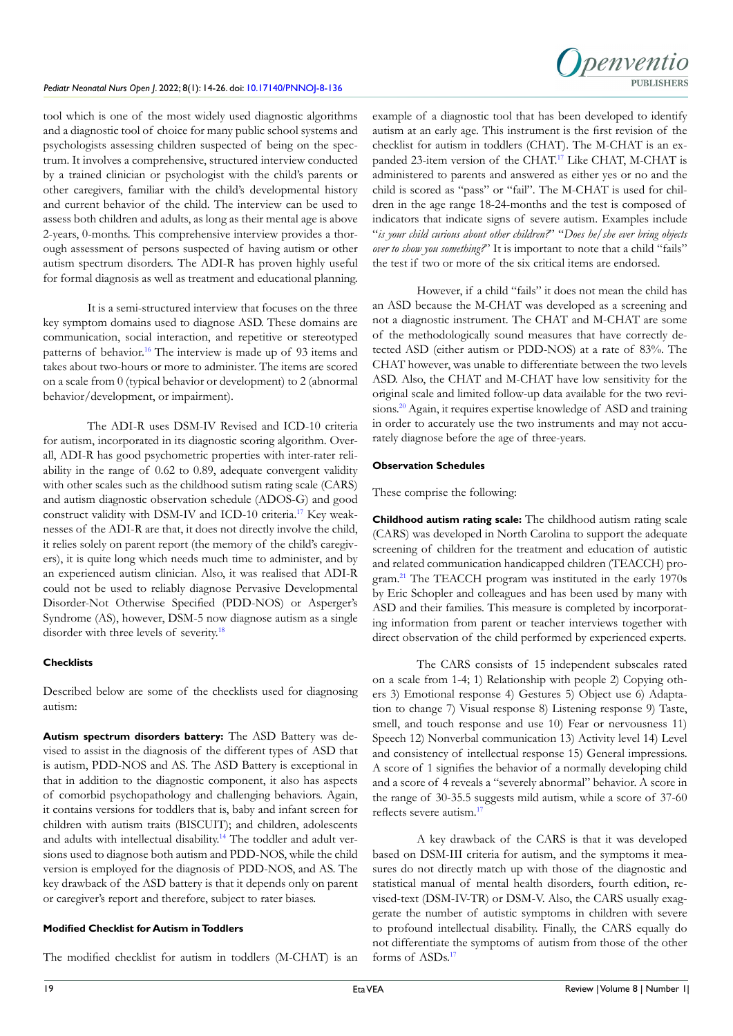tool which is one of the most widely used diagnostic algorithms and a diagnostic tool of choice for many public school systems and psychologists assessing children suspected of being on the spectrum. It involves a comprehensive, structured interview conducted by a trained clinician or psychologist with the child's parents or other caregivers, familiar with the child's developmental history and current behavior of the child. The interview can be used to assess both children and adults, as long as their mental age is above 2-years, 0-months. This comprehensive interview provides a thorough assessment of persons suspected of having autism or other autism spectrum disorders. The ADI-R has proven highly useful for formal diagnosis as well as treatment and educational planning.

It is a semi-structured interview that focuses on the three key symptom domains used to diagnose ASD. These domains are communication, social interaction, and repetitive or stereotyped patterns of behavior.[16] The interview is made up of 93 items and takes about two-hours or more to administer. The items are scored on a scale from 0 (typical behavior or development) to 2 (abnormal behavior/development, or impairment).

The ADI-R uses DSM-IV Revised and ICD-10 criteria for autism, incorporated in its diagnostic scoring algorithm. Overall, ADI-R has good psychometric properties with inter-rater reliability in the range of 0.62 to 0.89, adequate convergent validity with other scales such as the childhood sutism rating scale (CARS) and autism diagnostic observation schedule (ADOS-G) and good construct validity with DSM-IV and ICD-10 criteria.[17] Key weaknesses of the ADI-R are that, it does not directly involve the child, it relies solely on parent report (the memory of the child's caregivers), it is quite long which needs much time to administer, and by an experienced autism clinician. Also, it was realised that ADI-R could not be used to reliably diagnose Pervasive Developmental Disorder-Not Otherwise Specified (PDD-NOS) or Asperger's Syndrome (AS), however, DSM-5 now diagnose autism as a single disorder with three levels of severity.[18]

#### Checklists

Described below are some of the checklists used for diagnosing autism:

**Autism spectrum disorders battery:** The ASD Battery was devised to assist in the diagnosis of the different types of ASD that is autism, PDD-NOS and AS. The ASD Battery is exceptional in that in addition to the diagnostic component, it also has aspects of comorbid psychopathology and challenging behaviors. Again, it contains versions for toddlers that is, baby and infant screen for children with autism traits (BISCUIT); and children, adolescents and adults with intellectual disability.[14] The toddler and adult versions used to diagnose both autism and PDD-NOS, while the child version is employed for the diagnosis of PDD-NOS, and AS. The key drawback of the ASD battery is that it depends only on parent or caregiver's report and therefore, subject to rater biases.

#### Modified Checklist for Autism in Toddlers

The modified checklist for autism in toddlers (M-CHAT) is an example of a diagnostic tool that has been developed to identify autism at an early age. This instrument is the first revision of the checklist for autism in toddlers (CHAT). The M-CHAT is an expanded 23-item version of the CHAT.[17] Like CHAT, M-CHAT is administered to parents and answered as either yes or no and the child is scored as "pass" or "fail". The M-CHAT is used for children in the age range 18-24-months and the test is composed of indicators that indicate signs of severe autism. Examples include "*is your child curious about other children?*" "*Does he/she ever bring objects over to show you something?*" It is important to note that a child "fails" the test if two or more of the six critical items are endorsed.

However, if a child "fails" it does not mean the child has an ASD because the M-CHAT was developed as a screening and not a diagnostic instrument. The CHAT and M-CHAT are some of the methodologically sound measures that have correctly detected ASD (either autism or PDD-NOS) at a rate of 83%. The CHAT however, was unable to differentiate between the two levels ASD. Also, the CHAT and M-CHAT have low sensitivity for the original scale and limited follow-up data available for the two revisions.[20] Again, it requires expertise knowledge of ASD and training in order to accurately use the two instruments and may not accurately diagnose before the age of three-years.

#### Observation Schedules

These comprise the following:

**Childhood autism rating scale:** The childhood autism rating scale (CARS) was developed in North Carolina to support the adequate screening of children for the treatment and education of autistic and related communication handicapped children (TEACCH) program.[21] The TEACCH program was instituted in the early 1970s by Eric Schopler and colleagues and has been used by many with ASD and their families. This measure is completed by incorporating information from parent or teacher interviews together with direct observation of the child performed by experienced experts.

The CARS consists of 15 independent subscales rated on a scale from 1-4; 1) Relationship with people 2) Copying others 3) Emotional response 4) Gestures 5) Object use 6) Adaptation to change 7) Visual response 8) Listening response 9) Taste, smell, and touch response and use 10) Fear or nervousness 11) Speech 12) Nonverbal communication 13) Activity level 14) Level and consistency of intellectual response 15) General impressions. A score of 1 signifies the behavior of a normally developing child and a score of 4 reveals a "severely abnormal" behavior. A score in the range of 30-35.5 suggests mild autism, while a score of 37-60 reflects severe autism.[17]

A key drawback of the CARS is that it was developed based on DSM-III criteria for autism, and the symptoms it measures do not directly match up with those of the diagnostic and statistical manual of mental health disorders, fourth edition, revised-text (DSM-IV-TR) or DSM-V. Also, the CARS usually exaggerate the number of autistic symptoms in children with severe to profound intellectual disability. Finally, the CARS equally do not differentiate the symptoms of autism from those of the other forms of ASDs.[17]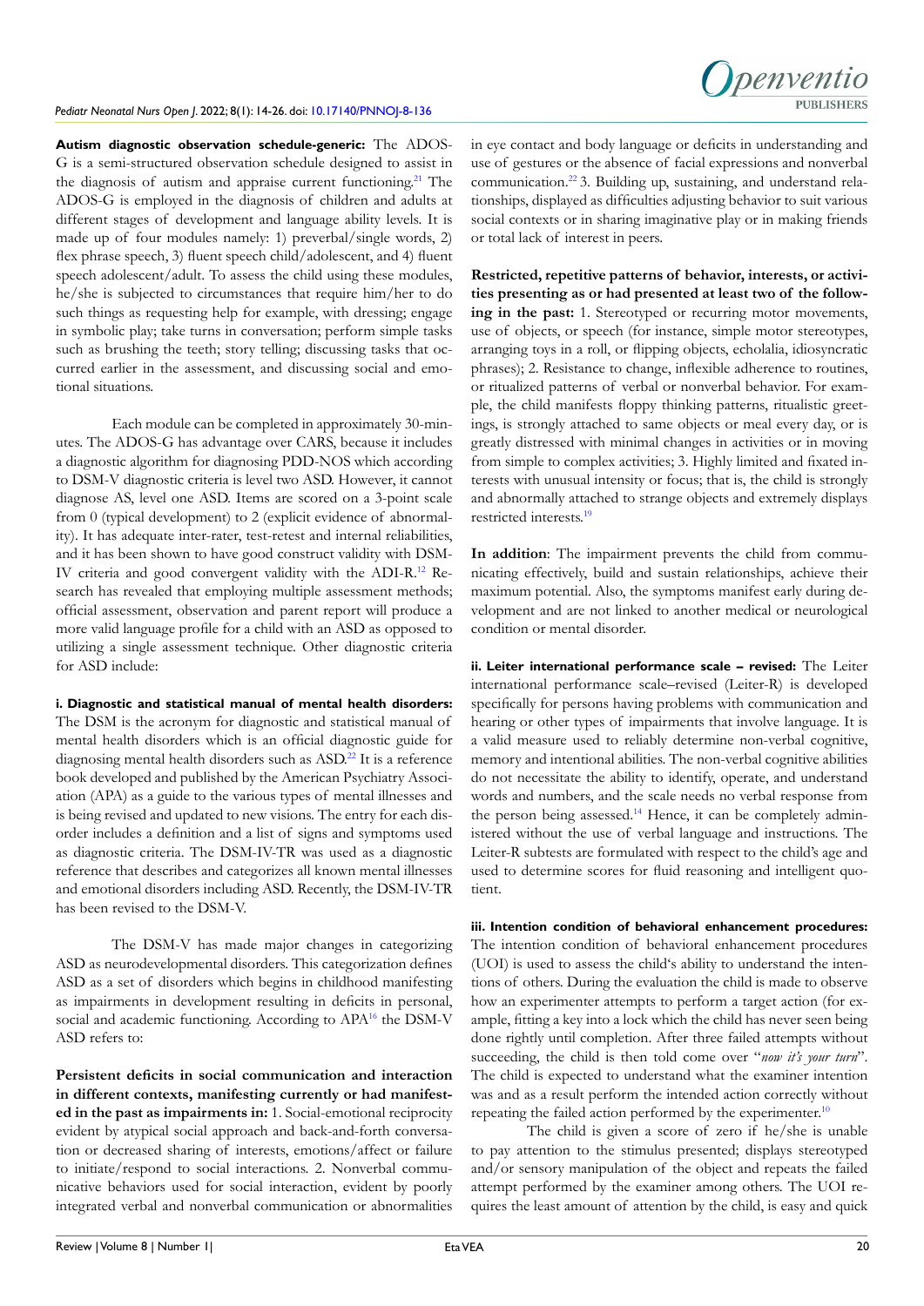**Autism diagnostic observation schedule-generic:** The ADOS-G is a semi-structured observation schedule designed to assist in the diagnosis of autism and appraise current functioning.[21] The ADOS-G is employed in the diagnosis of children and adults at different stages of development and language ability levels. It is made up of four modules namely: 1) preverbal/single words, 2) flex phrase speech, 3) fluent speech child/adolescent, and 4) fluent speech adolescent/adult. To assess the child using these modules, he/she is subjected to circumstances that require him/her to do such things as requesting help for example, with dressing; engage in symbolic play; take turns in conversation; perform simple tasks such as brushing the teeth; story telling; discussing tasks that occurred earlier in the assessment, and discussing social and emotional situations.

Each module can be completed in approximately 30-minutes. The ADOS-G has advantage over CARS, because it includes a diagnostic algorithm for diagnosing PDD-NOS which according to DSM-V diagnostic criteria is level two ASD. However, it cannot diagnose AS, level one ASD. Items are scored on a 3-point scale from 0 (typical development) to 2 (explicit evidence of abnormality). It has adequate inter-rater, test-retest and internal reliabilities, and it has been shown to have good construct validity with DSM-IV criteria and good convergent validity with the ADI-R.[12] Research has revealed that employing multiple assessment methods; official assessment, observation and parent report will produce a more valid language profile for a child with an ASD as opposed to utilizing a single assessment technique. Other diagnostic criteria for ASD include:

**i. Diagnostic and statistical manual of mental health disorders:** The DSM is the acronym for diagnostic and statistical manual of mental health disorders which is an official diagnostic guide for diagnosing mental health disorders such as ASD.[22] It is a reference book developed and published by the American Psychiatry Association (APA) as a guide to the various types of mental illnesses and is being revised and updated to new visions. The entry for each disorder includes a definition and a list of signs and symptoms used as diagnostic criteria. The DSM-IV-TR was used as a diagnostic reference that describes and categorizes all known mental illnesses and emotional disorders including ASD. Recently, the DSM-IV-TR has been revised to the DSM-V.

The DSM-V has made major changes in categorizing ASD as neurodevelopmental disorders. This categorization defines ASD as a set of disorders which begins in childhood manifesting as impairments in development resulting in deficits in personal, social and academic functioning. According to APA[16] the DSM-V ASD refers to:

**Persistent deficits in social communication and interaction in different contexts, manifesting currently or had manifested in the past as impairments in:** 1. Social-emotional reciprocity evident by atypical social approach and back-and-forth conversation or decreased sharing of interests, emotions/affect or failure to initiate/respond to social interactions. 2. Nonverbal communicative behaviors used for social interaction, evident by poorly integrated verbal and nonverbal communication or abnormalities in eye contact and body language or deficits in understanding and use of gestures or the absence of facial expressions and nonverbal communication.[22] 3. Building up, sustaining, and understand relationships, displayed as difficulties adjusting behavior to suit various social contexts or in sharing imaginative play or in making friends or total lack of interest in peers.

**Restricted, repetitive patterns of behavior, interests, or activities presenting as or had presented at least two of the following in the past:** 1. Stereotyped or recurring motor movements, use of objects, or speech (for instance, simple motor stereotypes, arranging toys in a roll, or flipping objects, echolalia, idiosyncratic phrases); 2. Resistance to change, inflexible adherence to routines, or ritualized patterns of verbal or nonverbal behavior. For example, the child manifests floppy thinking patterns, ritualistic greetings, is strongly attached to same objects or meal every day, or is greatly distressed with minimal changes in activities or in moving from simple to complex activities; 3. Highly limited and fixated interests with unusual intensity or focus; that is, the child is strongly and abnormally attached to strange objects and extremely displays restricted interests.[19]

**In addition**: The impairment prevents the child from communicating effectively, build and sustain relationships, achieve their maximum potential. Also, the symptoms manifest early during development and are not linked to another medical or neurological condition or mental disorder.

**ii. Leiter international performance scale – revised:** The Leiter international performance scale–revised (Leiter-R) is developed specifically for persons having problems with communication and hearing or other types of impairments that involve language. It is a valid measure used to reliably determine non-verbal cognitive, memory and intentional abilities. The non-verbal cognitive abilities do not necessitate the ability to identify, operate, and understand words and numbers, and the scale needs no verbal response from the person being assessed.[14] Hence, it can be completely administered without the use of verbal language and instructions. The Leiter-R subtests are formulated with respect to the child's age and used to determine scores for fluid reasoning and intelligent quotient.

**iii. Intention condition of behavioral enhancement procedures:** The intention condition of behavioral enhancement procedures (UOI) is used to assess the child's ability to understand the intentions of others. During the evaluation the child is made to observe how an experimenter attempts to perform a target action (for example, fitting a key into a lock which the child has never seen being done rightly until completion. After three failed attempts without succeeding, the child is then told come over "*now it's your turn*". The child is expected to understand what the examiner intention was and as a result perform the intended action correctly without repeating the failed action performed by the experimenter.[10]

The child is given a score of zero if he/she is unable to pay attention to the stimulus presented; displays stereotyped and/or sensory manipulation of the object and repeats the failed attempt performed by the examiner among others. The UOI requires the least amount of attention by the child, is easy and quick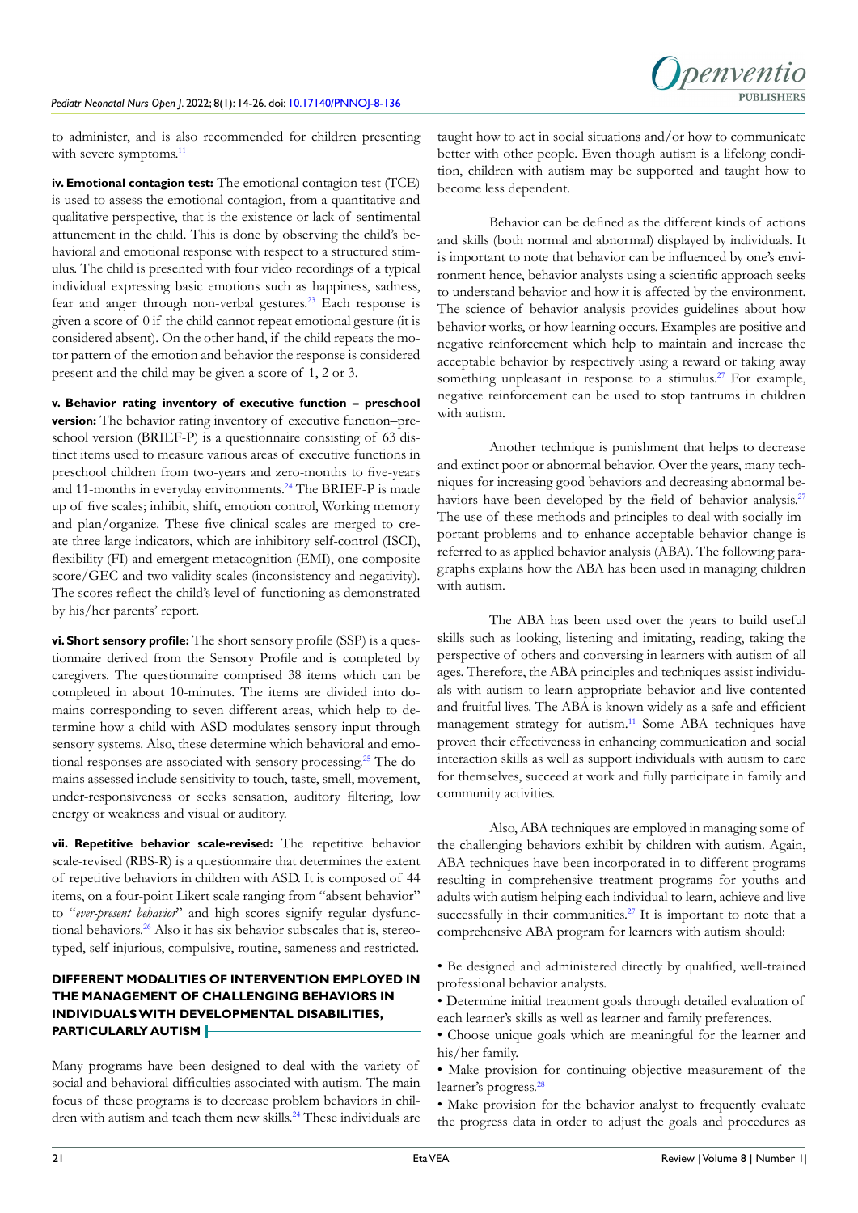to administer, and is also recommended for children presenting with severe symptoms.[11]

**iv. Emotional contagion test:** The emotional contagion test (TCE) is used to assess the emotional contagion, from a quantitative and qualitative perspective, that is the existence or lack of sentimental attunement in the child. This is done by observing the child's behavioral and emotional response with respect to a structured stimulus. The child is presented with four video recordings of a typical individual expressing basic emotions such as happiness, sadness, fear and anger through non-verbal gestures.[23] Each response is given a score of 0 if the child cannot repeat emotional gesture (it is considered absent). On the other hand, if the child repeats the motor pattern of the emotion and behavior the response is considered present and the child may be given a score of 1, 2 or 3.

**v. Behavior rating inventory of executive function – preschool version:** The behavior rating inventory of executive function–preschool version (BRIEF-P) is a questionnaire consisting of 63 distinct items used to measure various areas of executive functions in preschool children from two-years and zero-months to five-years and 11-months in everyday environments.[24] The BRIEF-P is made up of five scales; inhibit, shift, emotion control, Working memory and plan/organize. These five clinical scales are merged to create three large indicators, which are inhibitory self-control (ISCI), flexibility (FI) and emergent metacognition (EMI), one composite score/GEC and two validity scales (inconsistency and negativity). The scores reflect the child's level of functioning as demonstrated by his/her parents' report.

**vi. Short sensory profile:** The short sensory profile (SSP) is a questionnaire derived from the Sensory Profile and is completed by caregivers. The questionnaire comprised 38 items which can be completed in about 10-minutes. The items are divided into domains corresponding to seven different areas, which help to determine how a child with ASD modulates sensory input through sensory systems. Also, these determine which behavioral and emotional responses are associated with sensory processing.[25] The domains assessed include sensitivity to touch, taste, smell, movement, under-responsiveness or seeks sensation, auditory filtering, low energy or weakness and visual or auditory.

**vii. Repetitive behavior scale-revised:** The repetitive behavior scale-revised (RBS-R) is a questionnaire that determines the extent of repetitive behaviors in children with ASD. It is composed of 44 items, on a four-point Likert scale ranging from "absent behavior" to "*ever-present behavior*" and high scores signify regular dysfunctional behaviors.[26] Also it has six behavior subscales that is, stereotyped, self-injurious, compulsive, routine, sameness and restricted.

## DIFFERENT MODALITIES OF INTERVENTION EMPLOYED IN THE MANAGEMENT OF CHALLENGING BEHAVIORS IN INDIVIDUALS WITH DEVELOPMENTAL DISABILITIES, PARTICULARLY AUTISM

Many programs have been designed to deal with the variety of social and behavioral difficulties associated with autism. The main focus of these programs is to decrease problem behaviors in children with autism and teach them new skills.[24] These individuals are taught how to act in social situations and/or how to communicate better with other people. Even though autism is a lifelong condition, children with autism may be supported and taught how to become less dependent.

Behavior can be defined as the different kinds of actions and skills (both normal and abnormal) displayed by individuals. It is important to note that behavior can be influenced by one's environment hence, behavior analysts using a scientific approach seeks to understand behavior and how it is affected by the environment. The science of behavior analysis provides guidelines about how behavior works, or how learning occurs. Examples are positive and negative reinforcement which help to maintain and increase the acceptable behavior by respectively using a reward or taking away something unpleasant in response to a stimulus.[27] For example, negative reinforcement can be used to stop tantrums in children with autism.

Another technique is punishment that helps to decrease and extinct poor or abnormal behavior. Over the years, many techniques for increasing good behaviors and decreasing abnormal behaviors have been developed by the field of behavior analysis.[27] The use of these methods and principles to deal with socially important problems and to enhance acceptable behavior change is referred to as applied behavior analysis (ABA). The following paragraphs explains how the ABA has been used in managing children with autism.

The ABA has been used over the years to build useful skills such as looking, listening and imitating, reading, taking the perspective of others and conversing in learners with autism of all ages. Therefore, the ABA principles and techniques assist individuals with autism to learn appropriate behavior and live contented and fruitful lives. The ABA is known widely as a safe and efficient management strategy for autism.[11] Some ABA techniques have proven their effectiveness in enhancing communication and social interaction skills as well as support individuals with autism to care for themselves, succeed at work and fully participate in family and community activities.

Also, ABA techniques are employed in managing some of the challenging behaviors exhibit by children with autism. Again, ABA techniques have been incorporated in to different programs resulting in comprehensive treatment programs for youths and adults with autism helping each individual to learn, achieve and live successfully in their communities.[27] It is important to note that a comprehensive ABA program for learners with autism should:

- Be designed and administered directly by qualified, well-trained professional behavior analysts.
- Determine initial treatment goals through detailed evaluation of each learner's skills as well as learner and family preferences.
- Choose unique goals which are meaningful for the learner and his/her family.
- Make provision for continuing objective measurement of the learner's progress.[28]
- Make provision for the behavior analyst to frequently evaluate the progress data in order to adjust the goals and procedures as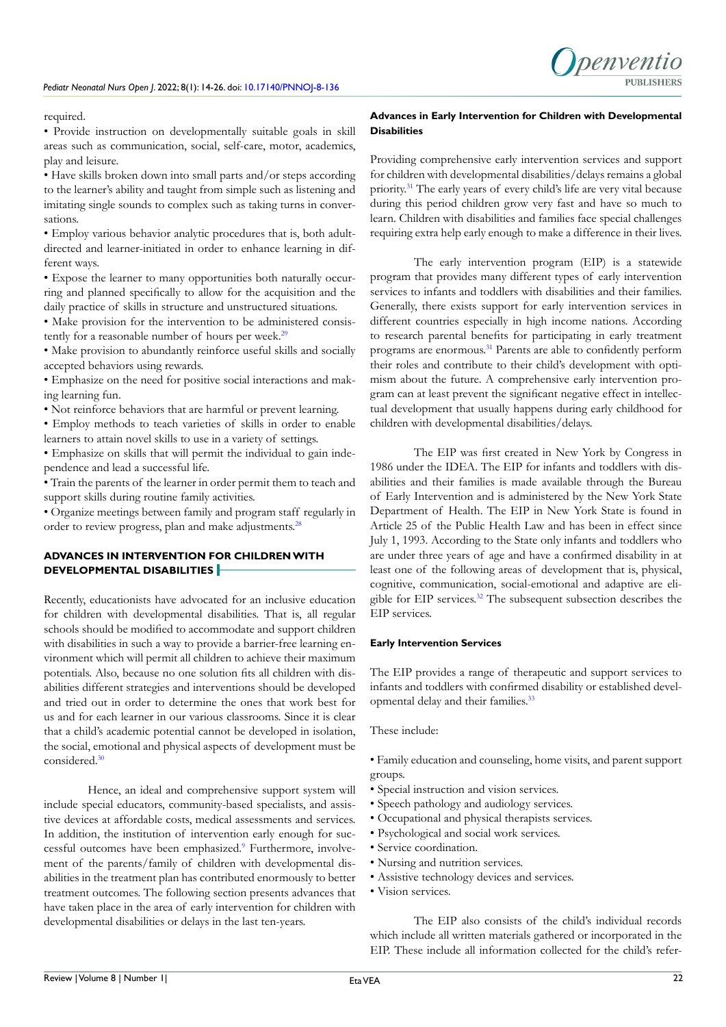required.

- Provide instruction on developmentally suitable goals in skill areas such as communication, social, self-care, motor, academics, play and leisure.
- Have skills broken down into small parts and/or steps according to the learner's ability and taught from simple such as listening and imitating single sounds to complex such as taking turns in conversations.
- Employ various behavior analytic procedures that is, both adult-directed and learner-initiated in order to enhance learning in different ways.
- Expose the learner to many opportunities both naturally occurring and planned specifically to allow for the acquisition and the daily practice of skills in structure and unstructured situations.
- Make provision for the intervention to be administered consistently for a reasonable number of hours per week.[29]
- Make provision to abundantly reinforce useful skills and socially accepted behaviors using rewards.
- Emphasize on the need for positive social interactions and making learning fun.
- Not reinforce behaviors that are harmful or prevent learning.
- Employ methods to teach varieties of skills in order to enable learners to attain novel skills to use in a variety of settings.
- Emphasize on skills that will permit the individual to gain independence and lead a successful life.
- Train the parents of the learner in order permit them to teach and support skills during routine family activities.
- Organize meetings between family and program staff regularly in order to review progress, plan and make adjustments.[28]

## ADVANCES IN INTERVENTION FOR CHILDREN WITH DEVELOPMENTAL DISABILITIES

Recently, educationists have advocated for an inclusive education for children with developmental disabilities. That is, all regular schools should be modified to accommodate and support children with disabilities in such a way to provide a barrier-free learning environment which will permit all children to achieve their maximum potentials. Also, because no one solution fits all children with disabilities different strategies and interventions should be developed and tried out in order to determine the ones that work best for us and for each learner in our various classrooms. Since it is clear that a child's academic potential cannot be developed in isolation, the social, emotional and physical aspects of development must be considered.[30]

Hence, an ideal and comprehensive support system will include special educators, community-based specialists, and assistive devices at affordable costs, medical assessments and services. In addition, the institution of intervention early enough for successful outcomes have been emphasized.[9] Furthermore, involvement of the parents/family of children with developmental disabilities in the treatment plan has contributed enormously to better treatment outcomes. The following section presents advances that have taken place in the area of early intervention for children with developmental disabilities or delays in the last ten-years.

### Advances in Early Intervention for Children with Developmental Disabilities

Providing comprehensive early intervention services and support for children with developmental disabilities/delays remains a global priority.[31] The early years of every child's life are very vital because during this period children grow very fast and have so much to learn. Children with disabilities and families face special challenges requiring extra help early enough to make a difference in their lives.

The early intervention program (EIP) is a statewide program that provides many different types of early intervention services to infants and toddlers with disabilities and their families. Generally, there exists support for early intervention services in different countries especially in high income nations. According to research parental benefits for participating in early treatment programs are enormous.[31] Parents are able to confidently perform their roles and contribute to their child's development with optimism about the future. A comprehensive early intervention program can at least prevent the significant negative effect in intellectual development that usually happens during early childhood for children with developmental disabilities/delays.

The EIP was first created in New York by Congress in 1986 under the IDEA. The EIP for infants and toddlers with disabilities and their families is made available through the Bureau of Early Intervention and is administered by the New York State Department of Health. The EIP in New York State is found in Article 25 of the Public Health Law and has been in effect since July 1, 1993. According to the State only infants and toddlers who are under three years of age and have a confirmed disability in at least one of the following areas of development that is, physical, cognitive, communication, social-emotional and adaptive are eligible for EIP services.[32] The subsequent subsection describes the EIP services.

### Early Intervention Services

The EIP provides a range of therapeutic and support services to infants and toddlers with confirmed disability or established developmental delay and their families.[33]

These include:

- Family education and counseling, home visits, and parent support groups.
- Special instruction and vision services.
- Speech pathology and audiology services.
- Occupational and physical therapists services.
- Psychological and social work services.
- Service coordination.
- Nursing and nutrition services.
- Assistive technology devices and services.
- Vision services.

The EIP also consists of the child's individual records which include all written materials gathered or incorporated in the EIP. These include all information collected for the child's refer-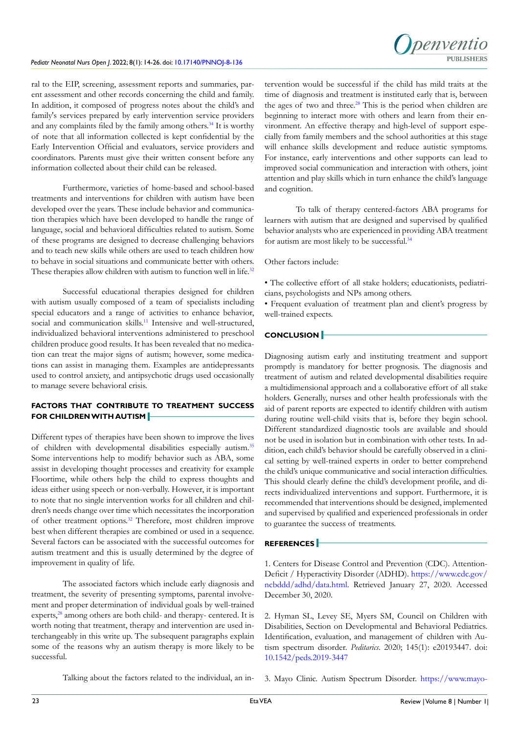ral to the EIP, screening, assessment reports and summaries, parent assessment and other records concerning the child and family. In addition, it composed of progress notes about the child's and family's services prepared by early intervention service providers and any complaints filed by the family among others.[34] It is worthy of note that all information collected is kept confidential by the Early Intervention Official and evaluators, service providers and coordinators. Parents must give their written consent before any information collected about their child can be released.

Furthermore, varieties of home-based and school-based treatments and interventions for children with autism have been developed over the years. These include behavior and communication therapies which have been developed to handle the range of language, social and behavioral difficulties related to autism. Some of these programs are designed to decrease challenging behaviors and to teach new skills while others are used to teach children how to behave in social situations and communicate better with others. These therapies allow children with autism to function well in life.[32]

Successful educational therapies designed for children with autism usually composed of a team of specialists including special educators and a range of activities to enhance behavior, social and communication skills.[11] Intensive and well-structured, individualized behavioral interventions administered to preschool children produce good results. It has been revealed that no medication can treat the major signs of autism; however, some medications can assist in managing them. Examples are antidepressants used to control anxiety, and antipsychotic drugs used occasionally to manage severe behavioral crisis.

## FACTORS THAT CONTRIBUTE TO TREATMENT SUCCESS FOR CHILDREN WITH AUTISM

Different types of therapies have been shown to improve the lives of children with developmental disabilities especially autism.[35] Some interventions help to modify behavior such as ABA, some assist in developing thought processes and creativity for example Floortime, while others help the child to express thoughts and ideas either using speech or non-verbally. However, it is important to note that no single intervention works for all children and children's needs change over time which necessitates the incorporation of other treatment options.[32] Therefore, most children improve best when different therapies are combined or used in a sequence. Several factors can be associated with the successful outcomes for autism treatment and this is usually determined by the degree of improvement in quality of life.

The associated factors which include early diagnosis and treatment, the severity of presenting symptoms, parental involvement and proper determination of individual goals by well-trained experts,[28] among others are both child- and therapy- centered. It is worth noting that treatment, therapy and intervention are used interchangeably in this write up. The subsequent paragraphs explain some of the reasons why an autism therapy is more likely to be successful.

Talking about the factors related to the individual, an intervention would be successful if the child has mild traits at the time of diagnosis and treatment is instituted early that is, between the ages of two and three.[28] This is the period when children are beginning to interact more with others and learn from their environment. An effective therapy and high-level of support especially from family members and the school authorities at this stage will enhance skills development and reduce autistic symptoms. For instance, early interventions and other supports can lead to improved social communication and interaction with others, joint attention and play skills which in turn enhance the child's language and cognition.

To talk of therapy centered-factors ABA programs for learners with autism that are designed and supervised by qualified behavior analysts who are experienced in providing ABA treatment for autism are most likely to be successful.[34]

Other factors include:

- The collective effort of all stake holders; educationists, pediatricians, psychologists and NPs among others.
- Frequent evaluation of treatment plan and client's progress by well-trained expects.

## CONCLUSION

Diagnosing autism early and instituting treatment and support promptly is mandatory for better prognosis. The diagnosis and treatment of autism and related developmental disabilities require a multidimensional approach and a collaborative effort of all stake holders. Generally, nurses and other health professionals with the aid of parent reports are expected to identify children with autism during routine well-child visits that is, before they begin school. Different standardized diagnostic tools are available and should not be used in isolation but in combination with other tests. In addition, each child's behavior should be carefully observed in a clinical setting by well-trained experts in order to better comprehend the child's unique communicative and social interaction difficulties. This should clearly define the child's development profile, and directs individualized interventions and support. Furthermore, it is recommended that interventions should be designed, implemented and supervised by qualified and experienced professionals in order to guarantee the success of treatments.

## REFERENCES

1. Centers for Disease Control and Prevention (CDC). Attention-Deficit / Hyperactivity Disorder (ADHD). https://www.cdc.gov/ncbddd/adhd/data.html. Retrieved January 27, 2020. Accessed December 30, 2020.

2. Hyman SL, Levey SE, Myers SM, Council on Children with Disabilities, Section on Developmental and Behavioral Pediatrics. Identification, evaluation, and management of children with Autism spectrum disorder. *Peditarics*. 2020; 145(1): e20193447. doi: 10.1542/peds.2019-3447

3. Mayo Clinic. Autism Spectrum Disorder. https://www.mayo-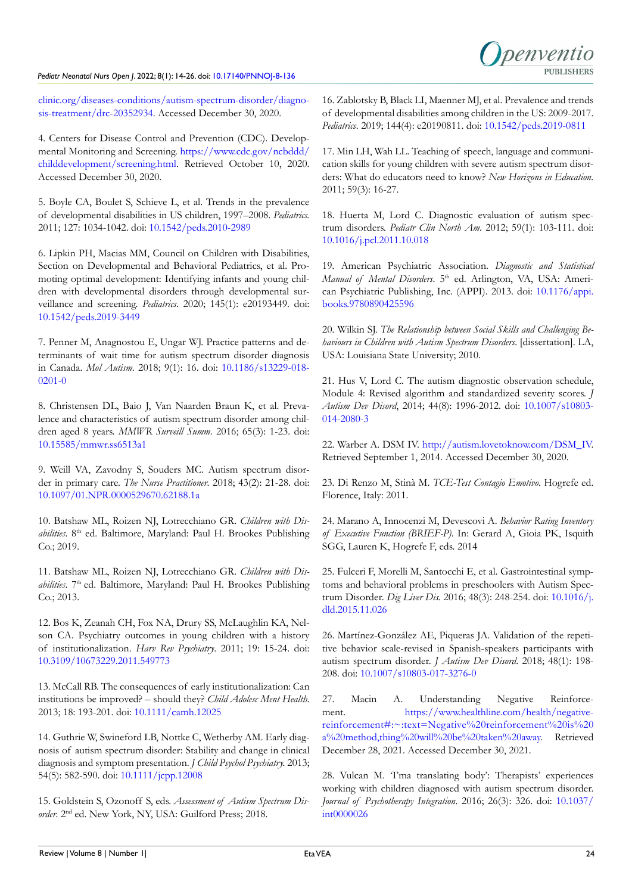clinic.org/diseases-conditions/autism-spectrum-disorder/diagnosis-treatment/drc-20352934. Accessed December 30, 2020.

4. Centers for Disease Control and Prevention (CDC). Developmental Monitoring and Screening. https://www.cdc.gov/ncbddd/childdevelopment/screening.html. Retrieved October 10, 2020. Accessed December 30, 2020.

5. Boyle CA, Boulet S, Schieve L, et al. Trends in the prevalence of developmental disabilities in US children, 1997–2008. *Pediatrics*. 2011; 127: 1034-1042. doi: 10.1542/peds.2010-2989

6. Lipkin PH, Macias MM, Council on Children with Disabilities, Section on Developmental and Behavioral Pediatrics, et al. Promoting optimal development: Identifying infants and young children with developmental disorders through developmental surveillance and screening. *Pediatrics*. 2020; 145(1): e20193449. doi: 10.1542/peds.2019-3449

7. Penner M, Anagnostou E, Ungar WJ. Practice patterns and determinants of wait time for autism spectrum disorder diagnosis in Canada. *Mol Autism*. 2018; 9(1): 16. doi: 10.1186/s13229-018-0201-0

8. Christensen DL, Baio J, Van Naarden Braun K, et al. Prevalence and characteristics of autism spectrum disorder among children aged 8 years. *MMWR Surveill Summ*. 2016; 65(3): 1-23. doi: 10.15585/mmwr.ss6513a1

9. Weill VA, Zavodny S, Souders MC. Autism spectrum disorder in primary care. *The Nurse Practitioner*. 2018; 43(2): 21-28. doi: 10.1097/01.NPR.0000529670.62188.1a

10. Batshaw ML, Roizen NJ, Lotrecchiano GR. *Children with Disabilities*. 8th ed. Baltimore, Maryland: Paul H. Brookes Publishing Co.; 2019.

11. Batshaw ML, Roizen NJ, Lotrecchiano GR. *Children with Disabilities*. 7th ed. Baltimore, Maryland: Paul H. Brookes Publishing Co.; 2013.

12. Bos K, Zeanah CH, Fox NA, Drury SS, McLaughlin KA, Nelson CA. Psychiatry outcomes in young children with a history of institutionalization. *Harv Rev Psychiatry*. 2011; 19: 15-24. doi: 10.3109/10673229.2011.549773

13. McCall RB. The consequences of early institutionalization: Can institutions be improved? – should they? *Child Adolesc Ment Health*. 2013; 18: 193-201. doi: 10.1111/camh.12025

14. Guthrie W, Swineford LB, Nottke C, Wetherby AM. Early diagnosis of autism spectrum disorder: Stability and change in clinical diagnosis and symptom presentation. *J Child Psychol Psychiatry*. 2013; 54(5): 582-590. doi: 10.1111/jcpp.12008

15. Goldstein S, Ozonoff S, eds. *Assessment of Autism Spectrum Disorder*. 2nd ed. New York, NY, USA: Guilford Press; 2018.

16. Zablotsky B, Black LI, Maenner MJ, et al. Prevalence and trends of developmental disabilities among children in the US: 2009-2017. *Pediatrics*. 2019; 144(4): e20190811. doi: 10.1542/peds.2019-0811

17. Min LH, Wah LL. Teaching of speech, language and communication skills for young children with severe autism spectrum disorders: What do educators need to know? *New Horizons in Education*. 2011; 59(3): 16-27.

18. Huerta M, Lord C. Diagnostic evaluation of autism spectrum disorders. *Pediatr Clin North Am*. 2012; 59(1): 103-111. doi: 10.1016/j.pcl.2011.10.018

19. American Psychiatric Association. *Diagnostic and Statistical Manual of Mental Disorders*. 5th ed. Arlington, VA, USA: American Psychiatric Publishing, Inc. (APPI). 2013. doi: 10.1176/appi.books.9780890425596

20. Wilkin SJ. *The Relationship between Social Skills and Challenging Behaviours in Children with Autism Spectrum Disorders*. [dissertation]. LA, USA: Louisiana State University; 2010.

21. Hus V, Lord C. The autism diagnostic observation schedule, Module 4: Revised algorithm and standardized severity scores. *J Autism Dev Disord*, 2014; 44(8): 1996-2012. doi: 10.1007/s10803-014-2080-3

22. Warber A. DSM IV. http://autism.lovetoknow.com/DSM_IV. Retrieved September 1, 2014. Accessed December 30, 2020.

23. Di Renzo M, Stinà M. *TCE-Test Contagio Emotivo*. Hogrefe ed. Florence, Italy: 2011.

24. Marano A, Innocenzi M, Devescovi A. *Behavior Rating Inventory of Executive Function (BRIEF-P)*. In: Gerard A, Gioia PK, Isquith SGG, Lauren K, Hogrefe F, eds. 2014

25. Fulceri F, Morelli M, Santocchi E, et al. Gastrointestinal symptoms and behavioral problems in preschoolers with Autism Spectrum Disorder. *Dig Liver Dis*. 2016; 48(3): 248-254. doi: 10.1016/j.dld.2015.11.026

26. Martínez-González AE, Piqueras JA. Validation of the repetitive behavior scale-revised in Spanish-speakers participants with autism spectrum disorder. *J Autism Dev Disord*. 2018; 48(1): 198-208. doi: 10.1007/s10803-017-3276-0

27. Macin A. Understanding Negative Reinforcement. https://www.healthline.com/health/negative-reinforcement#:~:text=Negative%20reinforcement%20is%20a%20method,thing%20will%20be%20taken%20away. Retrieved December 28, 2021. Accessed December 30, 2021.

28. Vulcan M. 'I'ma translating body': Therapists' experiences working with children diagnosed with autism spectrum disorder. *Journal of Psychotherapy Integration*. 2016; 26(3): 326. doi: 10.1037/int0000026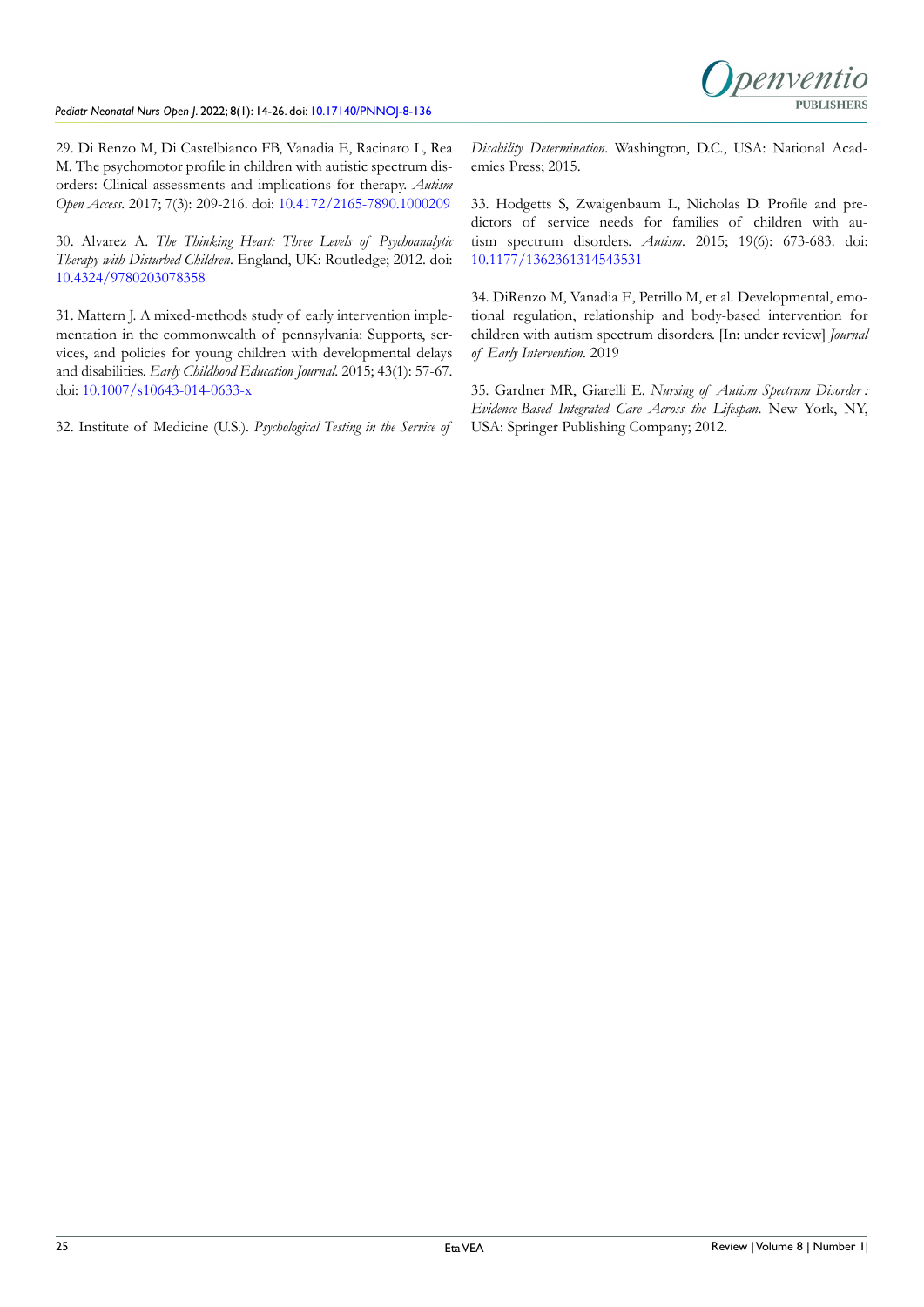29. Di Renzo M, Di Castelbianco FB, Vanadia E, Racinaro L, Rea M. The psychomotor profile in children with autistic spectrum disorders: Clinical assessments and implications for therapy. *Autism Open Access*. 2017; 7(3): 209-216. doi: 10.4172/2165-7890.1000209

30. Alvarez A. *The Thinking Heart: Three Levels of Psychoanalytic Therapy with Disturbed Children*. England, UK: Routledge; 2012. doi: 10.4324/9780203078358

31. Mattern J. A mixed-methods study of early intervention implementation in the commonwealth of pennsylvania: Supports, services, and policies for young children with developmental delays and disabilities. *Early Childhood Education Journal*. 2015; 43(1): 57-67. doi: 10.1007/s10643-014-0633-x

32. Institute of Medicine (U.S.). *Psychological Testing in the Service of Disability Determination*. Washington, D.C., USA: National Academies Press; 2015.

33. Hodgetts S, Zwaigenbaum L, Nicholas D. Profile and predictors of service needs for families of children with autism spectrum disorders. *Autism*. 2015; 19(6): 673-683. doi: 10.1177/1362361314543531

34. DiRenzo M, Vanadia E, Petrillo M, et al. Developmental, emotional regulation, relationship and body-based intervention for children with autism spectrum disorders. [In: under review] *Journal of Early Intervention*. 2019

35. Gardner MR, Giarelli E. *Nursing of Autism Spectrum Disorder : Evidence-Based Integrated Care Across the Lifespan*. New York, NY, USA: Springer Publishing Company; 2012.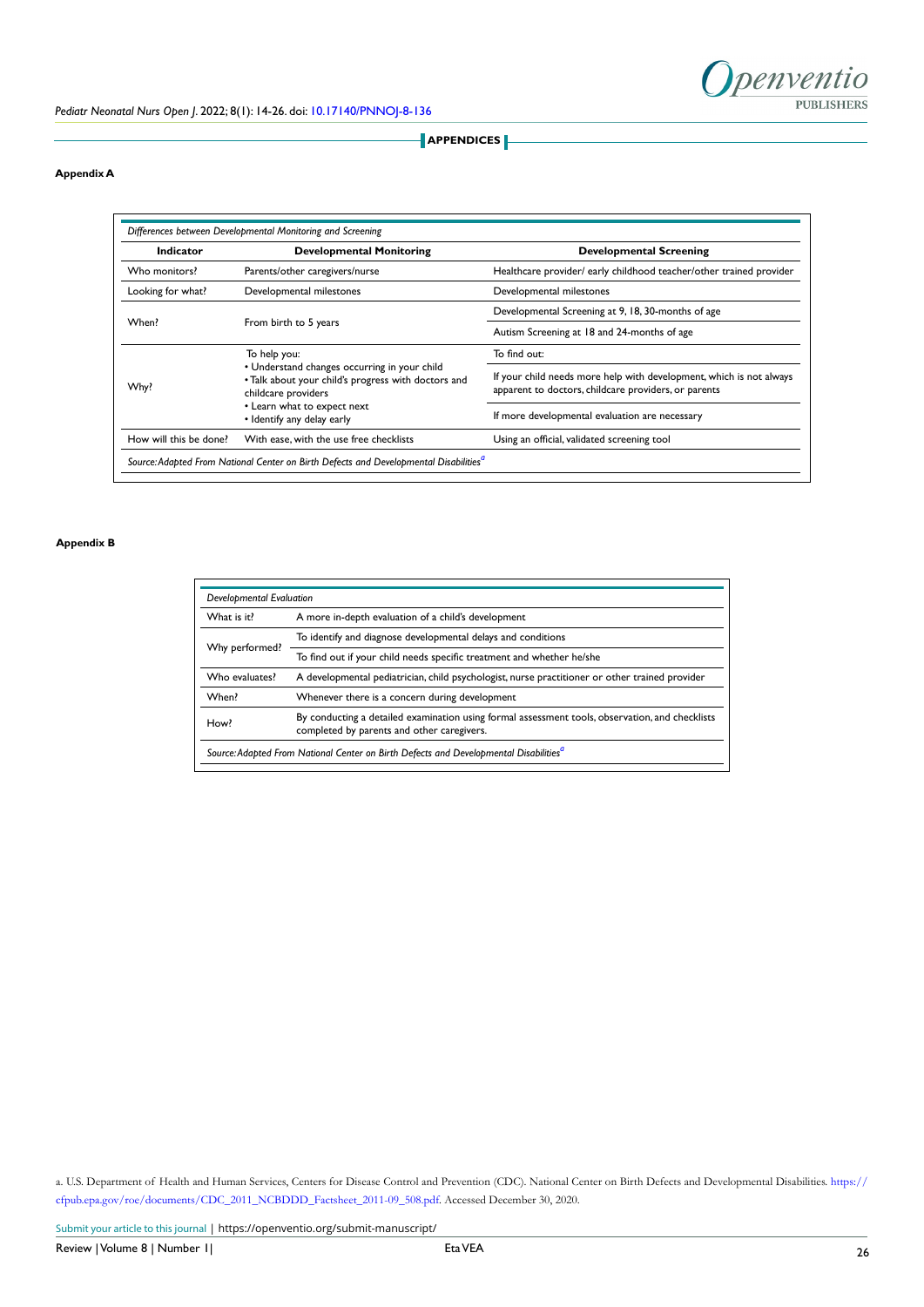## APPENDICES

**Appendix A**

*Differences between Developmental Monitoring and Screening*

| Indicator | Developmental Monitoring | Developmental Screening |
|---|---|---|
| Who monitors? | Parents/other caregivers/nurse | Healthcare provider/ early childhood teacher/other trained provider |
| Looking for what? | Developmental milestones | Developmental milestones |
| When? | From birth to 5 years | Developmental Screening at 9, 18, 30-months of age |
| | | Autism Screening at 18 and 24-months of age |
| Why? | To help you:<br>• Understand changes occurring in your child<br>• Talk about your child's progress with doctors and childcare providers<br>• Learn what to expect next<br>• Identify any delay early | To find out: |
| | | If your child needs more help with development, which is not always apparent to doctors, childcare providers, or parents |
| | | If more developmental evaluation are necessary |
| How will this be done? | With ease, with the use free checklists | Using an official, validated screening tool |

*Source: Adapted From National Center on Birth Defects and Developmental Disabilities*[a]

**Appendix B**

*Developmental Evaluation*

| | |
|---|---|
| What is it? | A more in-depth evaluation of a child's development |
| Why performed? | To identify and diagnose developmental delays and conditions |
| | To find out if your child needs specific treatment and whether he/she |
| Who evaluates? | A developmental pediatrician, child psychologist, nurse practitioner or other trained provider |
| When? | Whenever there is a concern during development |
| How? | By conducting a detailed examination using formal assessment tools, observation, and checklists completed by parents and other caregivers. |

*Source: Adapted From National Center on Birth Defects and Developmental Disabilities*[a]

a. U.S. Department of Health and Human Services, Centers for Disease Control and Prevention (CDC). National Center on Birth Defects and Developmental Disabilities. https://cfpub.epa.gov/roe/documents/CDC_2011_NCBDDD_Factsheet_2011-09_508.pdf. Accessed December 30, 2020.